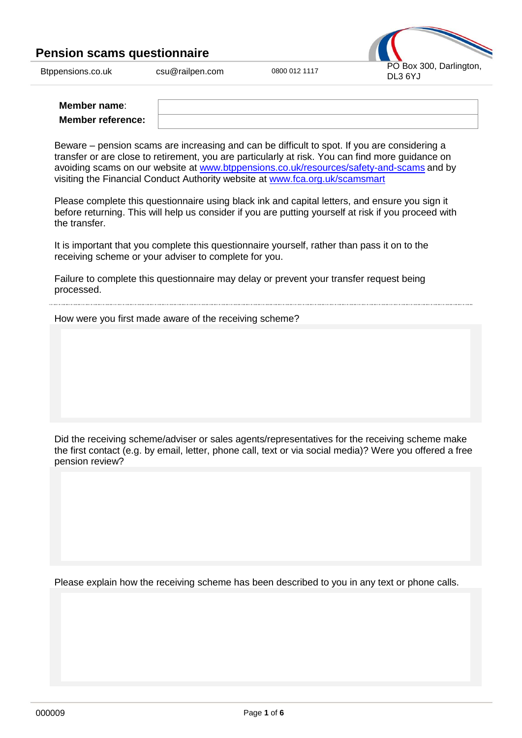# Pension scams questionnaire

| Btppensions.co.uk | csu@railpen.com | 0800 012 1117 | PO Box 300, Darlington, DL3 6YJ |
|---|---|---|---|

| **Member name**: | |
|---|---|
| **Member reference:** | |

Beware – pension scams are increasing and can be difficult to spot. If you are considering a transfer or are close to retirement, you are particularly at risk. You can find more guidance on avoiding scams on our website at [www.btppensions.co.uk/resources/safety-and-scams](http://www.btppensions.co.uk/resources/safety-and-scams) and by visiting the Financial Conduct Authority website at [www.fca.org.uk/scamsmart](http://www.fca.org.uk/scamsmart)

Please complete this questionnaire using black ink and capital letters, and ensure you sign it before returning. This will help us consider if you are putting yourself at risk if you proceed with the transfer.

It is important that you complete this questionnaire yourself, rather than pass it on to the receiving scheme or your adviser to complete for you.

Failure to complete this questionnaire may delay or prevent your transfer request being processed.

---

How were you first made aware of the receiving scheme?

Did the receiving scheme/adviser or sales agents/representatives for the receiving scheme make the first contact (e.g. by email, letter, phone call, text or via social media)? Were you offered a free pension review?

Please explain how the receiving scheme has been described to you in any text or phone calls.

000009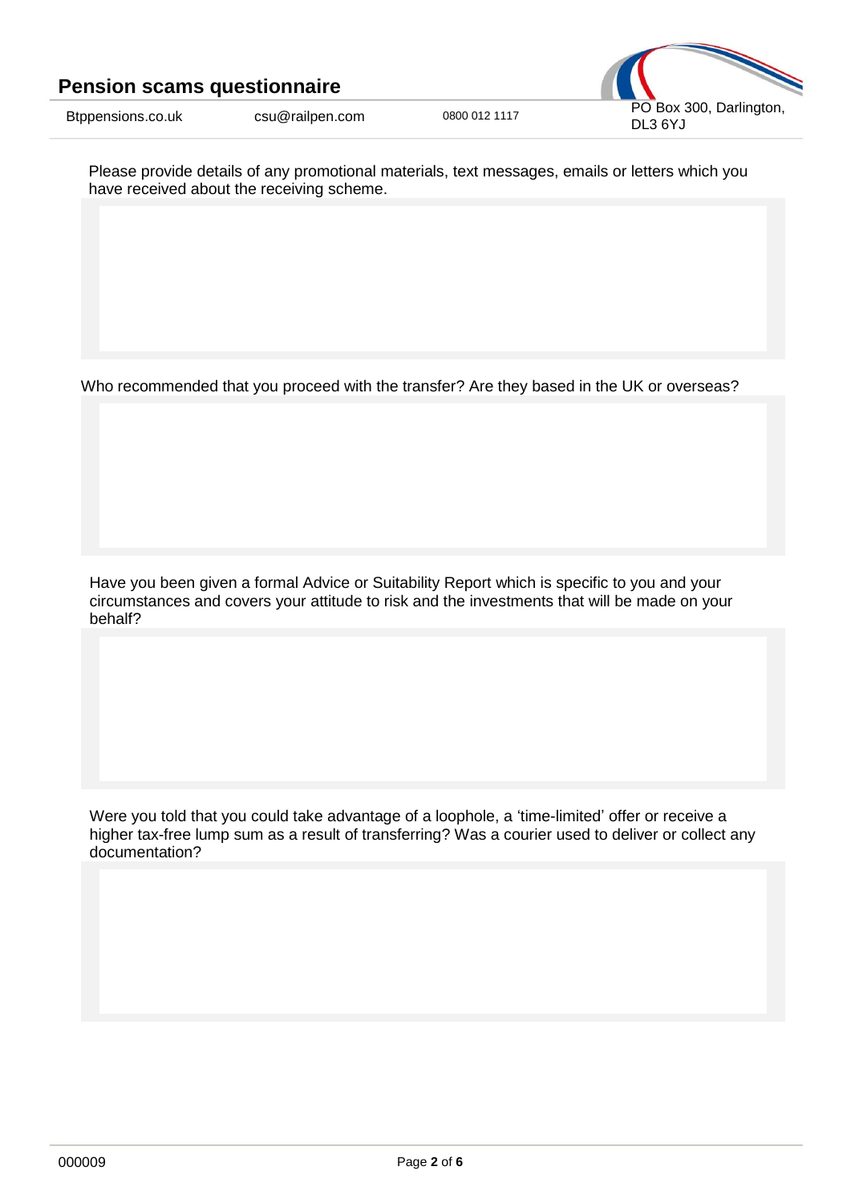Please provide details of any promotional materials, text messages, emails or letters which you have received about the receiving scheme.

Who recommended that you proceed with the transfer? Are they based in the UK or overseas?

Have you been given a formal Advice or Suitability Report which is specific to you and your circumstances and covers your attitude to risk and the investments that will be made on your behalf?

Were you told that you could take advantage of a loophole, a 'time-limited' offer or receive a higher tax-free lump sum as a result of transferring? Was a courier used to deliver or collect any documentation?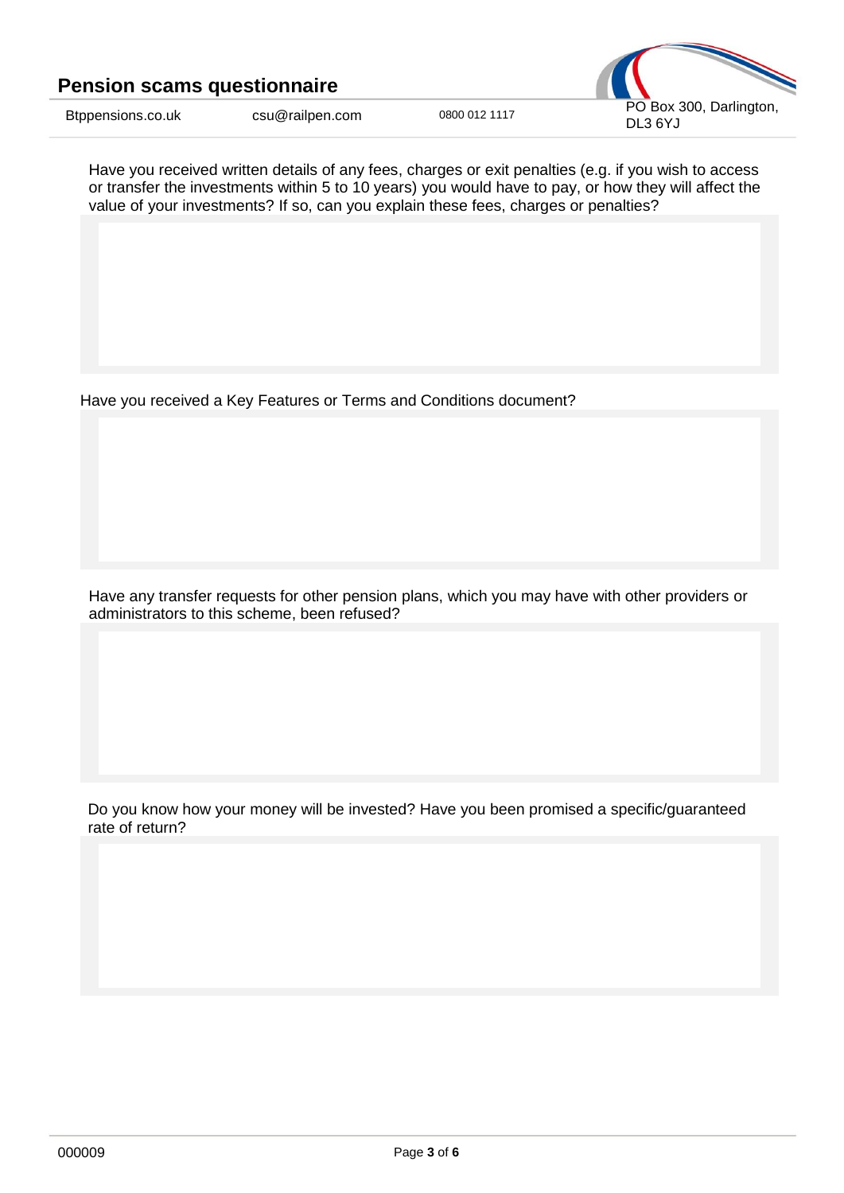Have you received written details of any fees, charges or exit penalties (e.g. if you wish to access or transfer the investments within 5 to 10 years) you would have to pay, or how they will affect the value of your investments? If so, can you explain these fees, charges or penalties?

Have you received a Key Features or Terms and Conditions document?

Have any transfer requests for other pension plans, which you may have with other providers or administrators to this scheme, been refused?

Do you know how your money will be invested? Have you been promised a specific/guaranteed rate of return?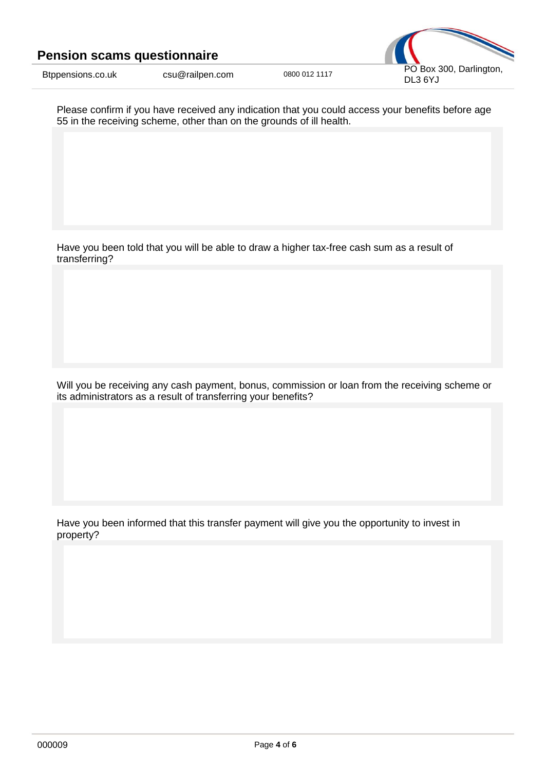Please confirm if you have received any indication that you could access your benefits before age 55 in the receiving scheme, other than on the grounds of ill health.

Have you been told that you will be able to draw a higher tax-free cash sum as a result of transferring?

Will you be receiving any cash payment, bonus, commission or loan from the receiving scheme or its administrators as a result of transferring your benefits?

Have you been informed that this transfer payment will give you the opportunity to invest in property?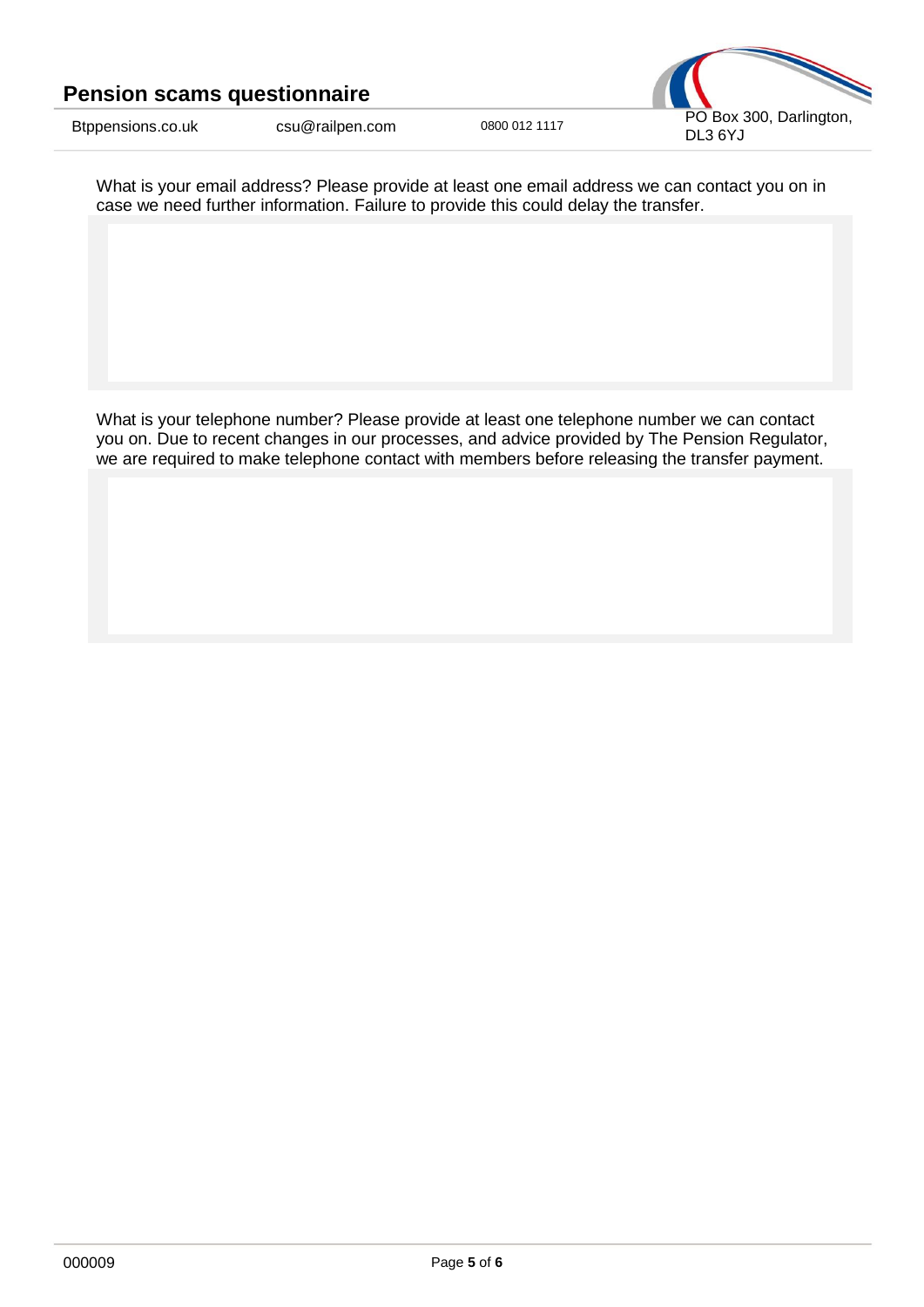What is your email address? Please provide at least one email address we can contact you on in case we need further information. Failure to provide this could delay the transfer.

What is your telephone number? Please provide at least one telephone number we can contact you on. Due to recent changes in our processes, and advice provided by The Pension Regulator, we are required to make telephone contact with members before releasing the transfer payment.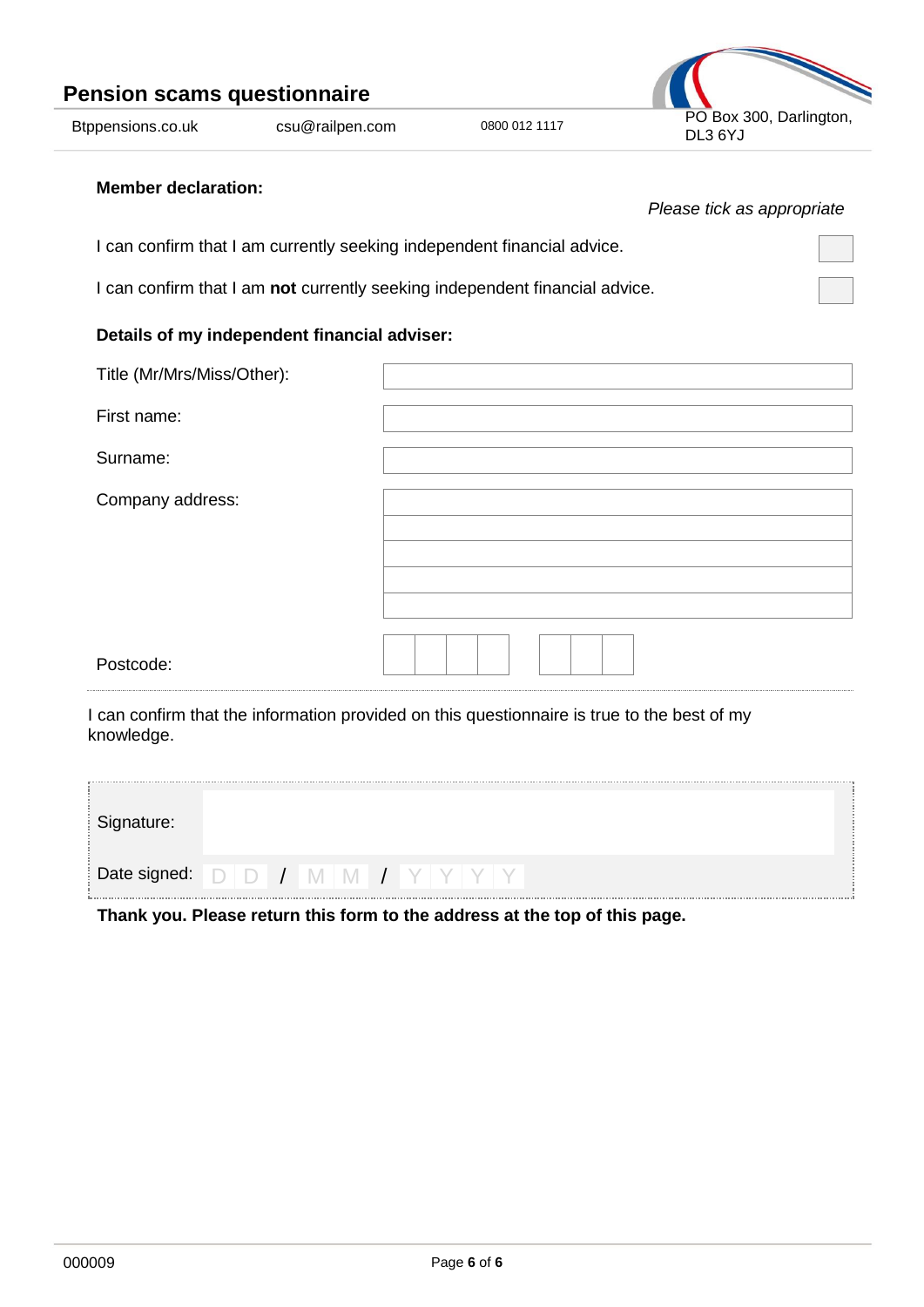# Pension scams questionnaire

Btppensions.co.uk | csu@railpen.com | 0800 012 1117 | PO Box 300, Darlington, DL3 6YJ

**Member declaration:**

*Please tick as appropriate*

| | |
|---|---|
| I can confirm that I am currently seeking independent financial advice. | ☐ |
| I can confirm that I am **not** currently seeking independent financial advice. | ☐ |

**Details of my independent financial adviser:**

| | |
|---|---|
| Title (Mr/Mrs/Miss/Other): | |
| First name: | |
| Surname: | |
| Company address: | |
| Postcode: | |

I can confirm that the information provided on this questionnaire is true to the best of my knowledge.

| | |
|---|---|
| Signature: | |
| Date signed: | D D / M M / Y Y Y Y |

**Thank you. Please return this form to the address at the top of this page.**

000009